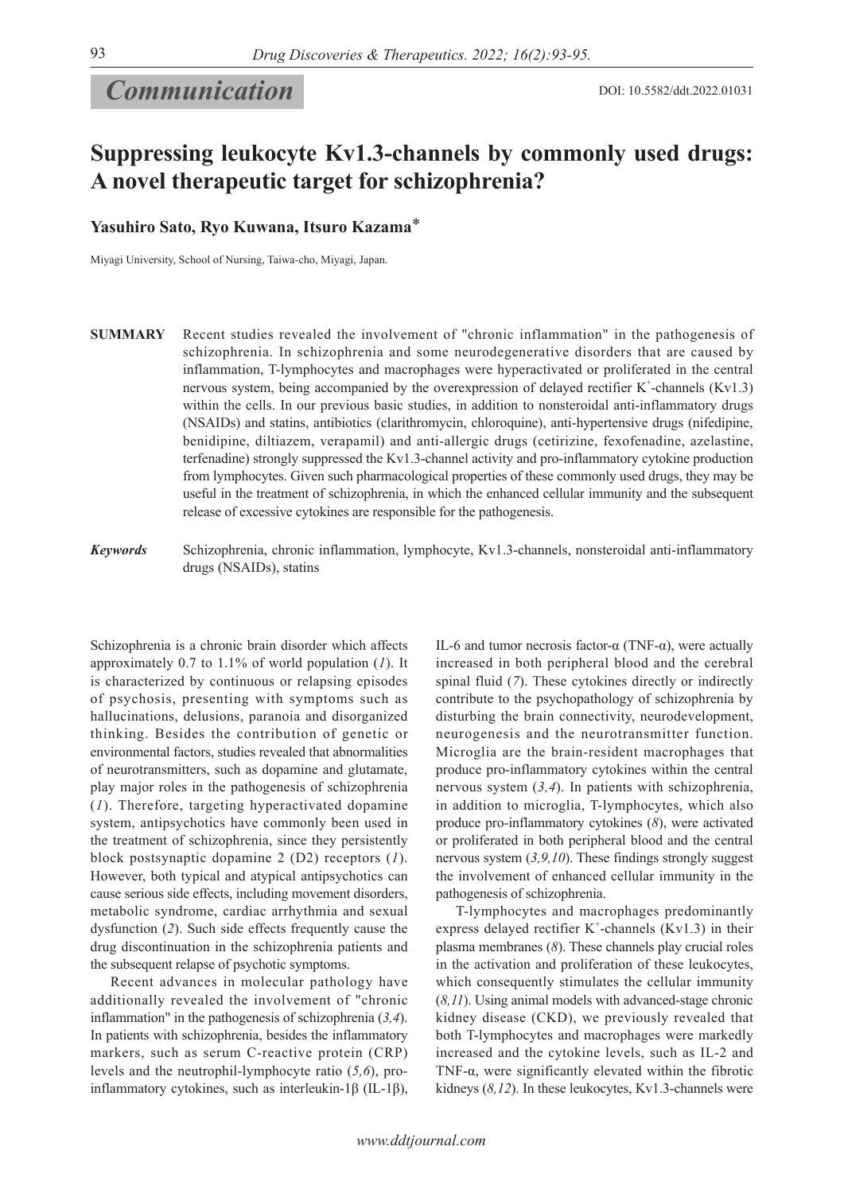*Communication*

DOI: 10.5582/ddt.2022.01031

# Suppressing leukocyte Kv1.3-channels by commonly used drugs: A novel therapeutic target for schizophrenia?

**Yasuhiro Sato, Ryo Kuwana, Itsuro Kazama***

Miyagi University, School of Nursing, Taiwa-cho, Miyagi, Japan.

**SUMMARY** Recent studies revealed the involvement of "chronic inflammation" in the pathogenesis of schizophrenia. In schizophrenia and some neurodegenerative disorders that are caused by inflammation, T-lymphocytes and macrophages were hyperactivated or proliferated in the central nervous system, being accompanied by the overexpression of delayed rectifier $K^+$-channels (Kv1.3) within the cells. In our previous basic studies, in addition to nonsteroidal anti-inflammatory drugs (NSAIDs) and statins, antibiotics (clarithromycin, chloroquine), anti-hypertensive drugs (nifedipine, benidipine, diltiazem, verapamil) and anti-allergic drugs (cetirizine, fexofenadine, azelastine, terfenadine) strongly suppressed the Kv1.3-channel activity and pro-inflammatory cytokine production from lymphocytes. Given such pharmacological properties of these commonly used drugs, they may be useful in the treatment of schizophrenia, in which the enhanced cellular immunity and the subsequent release of excessive cytokines are responsible for the pathogenesis.

***Keywords*** Schizophrenia, chronic inflammation, lymphocyte, Kv1.3-channels, nonsteroidal anti-inflammatory drugs (NSAIDs), statins

Schizophrenia is a chronic brain disorder which affects approximately 0.7 to 1.1% of world population (*1*). It is characterized by continuous or relapsing episodes of psychosis, presenting with symptoms such as hallucinations, delusions, paranoia and disorganized thinking. Besides the contribution of genetic or environmental factors, studies revealed that abnormalities of neurotransmitters, such as dopamine and glutamate, play major roles in the pathogenesis of schizophrenia (*1*). Therefore, targeting hyperactivated dopamine system, antipsychotics have commonly been used in the treatment of schizophrenia, since they persistently block postsynaptic dopamine 2 (D2) receptors (*1*). However, both typical and atypical antipsychotics can cause serious side effects, including movement disorders, metabolic syndrome, cardiac arrhythmia and sexual dysfunction (*2*). Such side effects frequently cause the drug discontinuation in the schizophrenia patients and the subsequent relapse of psychotic symptoms.

Recent advances in molecular pathology have additionally revealed the involvement of "chronic inflammation" in the pathogenesis of schizophrenia (*3,4*). In patients with schizophrenia, besides the inflammatory markers, such as serum C-reactive protein (CRP) levels and the neutrophil-lymphocyte ratio (*5,6*), pro-inflammatory cytokines, such as interleukin-1β (IL-1β), IL-6 and tumor necrosis factor-α (TNF-α), were actually increased in both peripheral blood and the cerebral spinal fluid (*7*). These cytokines directly or indirectly contribute to the psychopathology of schizophrenia by disturbing the brain connectivity, neurodevelopment, neurogenesis and the neurotransmitter function. Microglia are the brain-resident macrophages that produce pro-inflammatory cytokines within the central nervous system (*3,4*). In patients with schizophrenia, in addition to microglia, T-lymphocytes, which also produce pro-inflammatory cytokines (*8*), were activated or proliferated in both peripheral blood and the central nervous system (*3,9,10*). These findings strongly suggest the involvement of enhanced cellular immunity in the pathogenesis of schizophrenia.

T-lymphocytes and macrophages predominantly express delayed rectifier $K^+$-channels (Kv1.3) in their plasma membranes (*8*). These channels play crucial roles in the activation and proliferation of these leukocytes, which consequently stimulates the cellular immunity (*8,11*). Using animal models with advanced-stage chronic kidney disease (CKD), we previously revealed that both T-lymphocytes and macrophages were markedly increased and the cytokine levels, such as IL-2 and TNF-α, were significantly elevated within the fibrotic kidneys (*8,12*). In these leukocytes, Kv1.3-channels were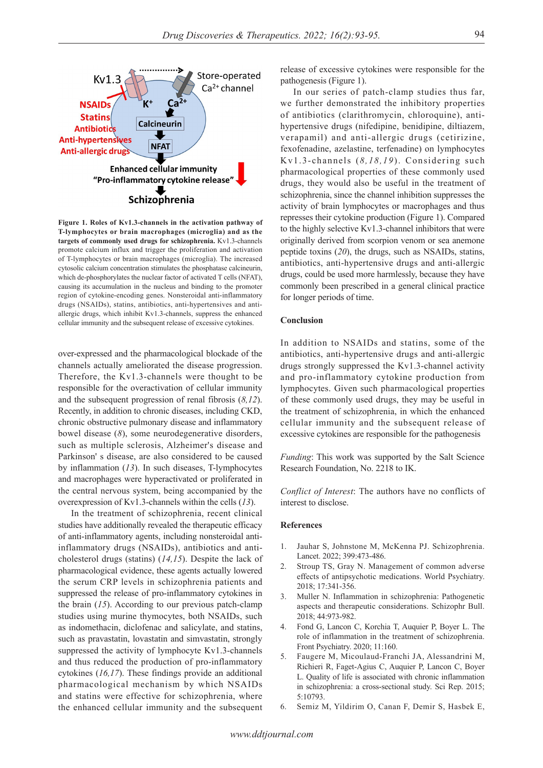**Figure 1. Roles of Kv1.3-channels in the activation pathway of T-lymphocytes or brain macrophages (microglia) and as the targets of commonly used drugs for schizophrenia.** Kv1.3-channels promote calcium influx and trigger the proliferation and activation of T-lymphocytes or brain macrophages (microglia). The increased cytosolic calcium concentration stimulates the phosphatase calcineurin, which de-phosphorylates the nuclear factor of activated T cells (NFAT), causing its accumulation in the nucleus and binding to the promoter region of cytokine-encoding genes. Nonsteroidal anti-inflammatory drugs (NSAIDs), statins, antibiotics, anti-hypertensives and anti-allergic drugs, which inhibit Kv1.3-channels, suppress the enhanced cellular immunity and the subsequent release of excessive cytokines.

over-expressed and the pharmacological blockade of the channels actually ameliorated the disease progression. Therefore, the Kv1.3-channels were thought to be responsible for the overactivation of cellular immunity and the subsequent progression of renal fibrosis (*8,12*). Recently, in addition to chronic diseases, including CKD, chronic obstructive pulmonary disease and inflammatory bowel disease (*8*), some neurodegenerative disorders, such as multiple sclerosis, Alzheimer's disease and Parkinson' s disease, are also considered to be caused by inflammation (*13*). In such diseases, T-lymphocytes and macrophages were hyperactivated or proliferated in the central nervous system, being accompanied by the overexpression of Kv1.3-channels within the cells (*13*).

In the treatment of schizophrenia, recent clinical studies have additionally revealed the therapeutic efficacy of anti-inflammatory agents, including nonsteroidal anti-inflammatory drugs (NSAIDs), antibiotics and anti-cholesterol drugs (statins) (*14,15*). Despite the lack of pharmacological evidence, these agents actually lowered the serum CRP levels in schizophrenia patients and suppressed the release of pro-inflammatory cytokines in the brain (*15*). According to our previous patch-clamp studies using murine thymocytes, both NSAIDs, such as indomethacin, diclofenac and salicylate, and statins, such as pravastatin, lovastatin and simvastatin, strongly suppressed the activity of lymphocyte Kv1.3-channels and thus reduced the production of pro-inflammatory cytokines (*16,17*). These findings provide an additional pharmacological mechanism by which NSAIDs and statins were effective for schizophrenia, where the enhanced cellular immunity and the subsequent release of excessive cytokines were responsible for the pathogenesis (Figure 1).

In our series of patch-clamp studies thus far, we further demonstrated the inhibitory properties of antibiotics (clarithromycin, chloroquine), anti-hypertensive drugs (nifedipine, benidipine, diltiazem, verapamil) and anti-allergic drugs (cetirizine, fexofenadine, azelastine, terfenadine) on lymphocytes Kv1.3-channels (*8,18,19*). Considering such pharmacological properties of these commonly used drugs, they would also be useful in the treatment of schizophrenia, since the channel inhibition suppresses the activity of brain lymphocytes or macrophages and thus represses their cytokine production (Figure 1). Compared to the highly selective Kv1.3-channel inhibitors that were originally derived from scorpion venom or sea anemone peptide toxins (*20*), the drugs, such as NSAIDs, statins, antibiotics, anti-hypertensive drugs and anti-allergic drugs, could be used more harmlessly, because they have commonly been prescribed in a general clinical practice for longer periods of time.

## Conclusion

In addition to NSAIDs and statins, some of the antibiotics, anti-hypertensive drugs and anti-allergic drugs strongly suppressed the Kv1.3-channel activity and pro-inflammatory cytokine production from lymphocytes. Given such pharmacological properties of these commonly used drugs, they may be useful in the treatment of schizophrenia, in which the enhanced cellular immunity and the subsequent release of excessive cytokines are responsible for the pathogenesis

*Funding*: This work was supported by the Salt Science Research Foundation, No. 2218 to IK.

*Conflict of Interest*: The authors have no conflicts of interest to disclose.

## References

1. Jauhar S, Johnstone M, McKenna PJ. Schizophrenia. Lancet. 2022; 399:473-486.
2. Stroup TS, Gray N. Management of common adverse effects of antipsychotic medications. World Psychiatry. 2018; 17:341-356.
3. Muller N. Inflammation in schizophrenia: Pathogenetic aspects and therapeutic considerations. Schizophr Bull. 2018; 44:973-982.
4. Fond G, Lancon C, Korchia T, Auquier P, Boyer L. The role of inflammation in the treatment of schizophrenia. Front Psychiatry. 2020; 11:160.
5. Faugere M, Micoulaud-Franchi JA, Alessandrini M, Richieri R, Faget-Agius C, Auquier P, Lancon C, Boyer L. Quality of life is associated with chronic inflammation in schizophrenia: a cross-sectional study. Sci Rep. 2015; 5:10793.
6. Semiz M, Yildirim O, Canan F, Demir S, Hasbek E,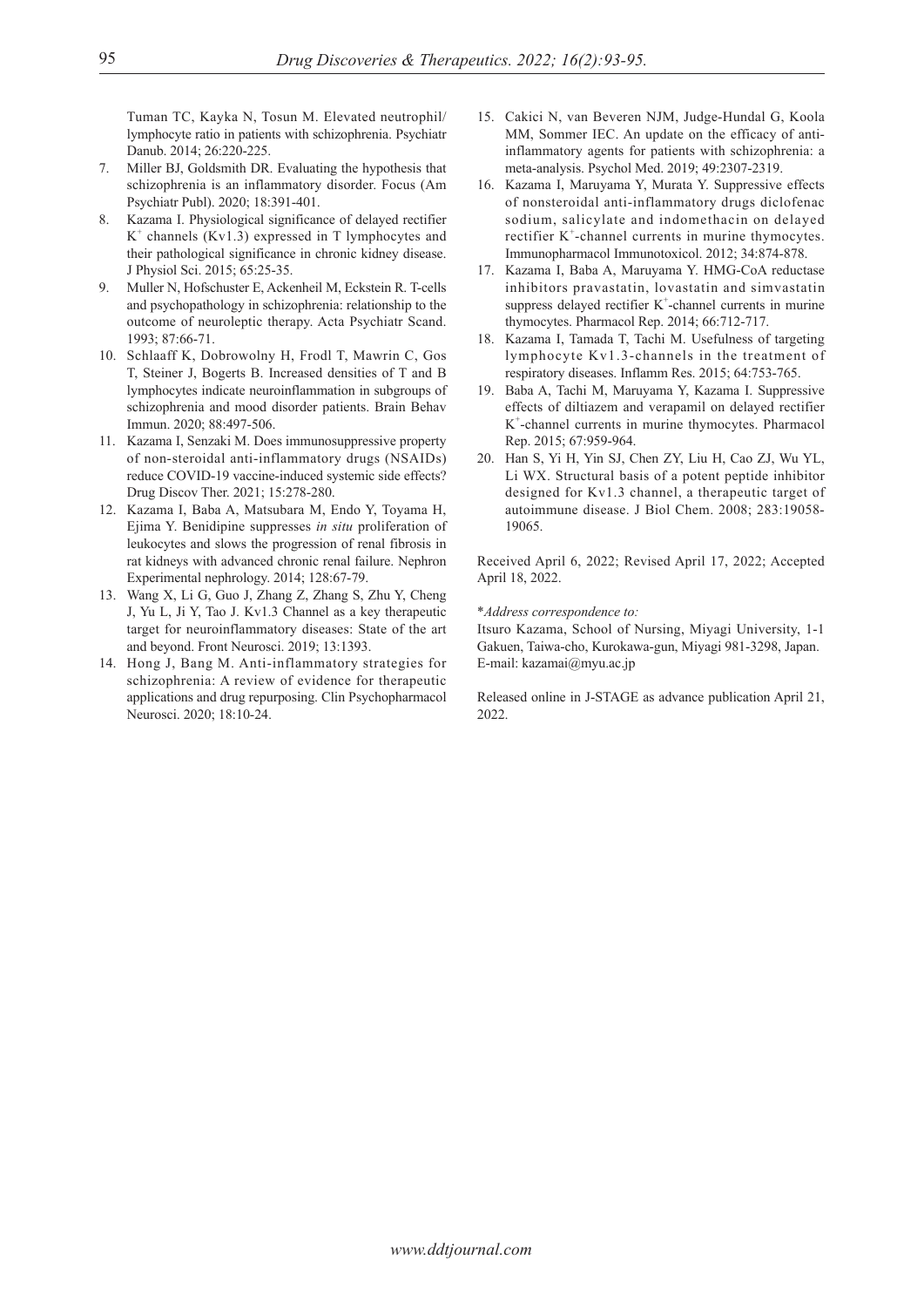Tuman TC, Kayka N, Tosun M. Elevated neutrophil/lymphocyte ratio in patients with schizophrenia. Psychiatr Danub. 2014; 26:220-225.

7. Miller BJ, Goldsmith DR. Evaluating the hypothesis that schizophrenia is an inflammatory disorder. Focus (Am Psychiatr Publ). 2020; 18:391-401.
8. Kazama I. Physiological significance of delayed rectifier $K^+$ channels (Kv1.3) expressed in T lymphocytes and their pathological significance in chronic kidney disease. J Physiol Sci. 2015; 65:25-35.
9. Muller N, Hofschuster E, Ackenheil M, Eckstein R. T-cells and psychopathology in schizophrenia: relationship to the outcome of neuroleptic therapy. Acta Psychiatr Scand. 1993; 87:66-71.
10. Schlaaff K, Dobrowolny H, Frodl T, Mawrin C, Gos T, Steiner J, Bogerts B. Increased densities of T and B lymphocytes indicate neuroinflammation in subgroups of schizophrenia and mood disorder patients. Brain Behav Immun. 2020; 88:497-506.
11. Kazama I, Senzaki M. Does immunosuppressive property of non-steroidal anti-inflammatory drugs (NSAIDs) reduce COVID-19 vaccine-induced systemic side effects? Drug Discov Ther. 2021; 15:278-280.
12. Kazama I, Baba A, Matsubara M, Endo Y, Toyama H, Ejima Y. Benidipine suppresses *in situ* proliferation of leukocytes and slows the progression of renal fibrosis in rat kidneys with advanced chronic renal failure. Nephron Experimental nephrology. 2014; 128:67-79.
13. Wang X, Li G, Guo J, Zhang Z, Zhang S, Zhu Y, Cheng J, Yu L, Ji Y, Tao J. Kv1.3 Channel as a key therapeutic target for neuroinflammatory diseases: State of the art and beyond. Front Neurosci. 2019; 13:1393.
14. Hong J, Bang M. Anti-inflammatory strategies for schizophrenia: A review of evidence for therapeutic applications and drug repurposing. Clin Psychopharmacol Neurosci. 2020; 18:10-24.
15. Cakici N, van Beveren NJM, Judge-Hundal G, Koola MM, Sommer IEC. An update on the efficacy of anti-inflammatory agents for patients with schizophrenia: a meta-analysis. Psychol Med. 2019; 49:2307-2319.
16. Kazama I, Maruyama Y, Murata Y. Suppressive effects of nonsteroidal anti-inflammatory drugs diclofenac sodium, salicylate and indomethacin on delayed rectifier $K^+$-channel currents in murine thymocytes. Immunopharmacol Immunotoxicol. 2012; 34:874-878.
17. Kazama I, Baba A, Maruyama Y. HMG-CoA reductase inhibitors pravastatin, lovastatin and simvastatin suppress delayed rectifier $K^+$-channel currents in murine thymocytes. Pharmacol Rep. 2014; 66:712-717.
18. Kazama I, Tamada T, Tachi M. Usefulness of targeting lymphocyte Kv1.3-channels in the treatment of respiratory diseases. Inflamm Res. 2015; 64:753-765.
19. Baba A, Tachi M, Maruyama Y, Kazama I. Suppressive effects of diltiazem and verapamil on delayed rectifier $K^+$-channel currents in murine thymocytes. Pharmacol Rep. 2015; 67:959-964.
20. Han S, Yi H, Yin SJ, Chen ZY, Liu H, Cao ZJ, Wu YL, Li WX. Structural basis of a potent peptide inhibitor designed for Kv1.3 channel, a therapeutic target of autoimmune disease. J Biol Chem. 2008; 283:19058-19065.

Received April 6, 2022; Revised April 17, 2022; Accepted April 18, 2022.

\**Address correspondence to:*
Itsuro Kazama, School of Nursing, Miyagi University, 1-1 Gakuen, Taiwa-cho, Kurokawa-gun, Miyagi 981-3298, Japan.
E-mail: kazamai@myu.ac.jp

Released online in J-STAGE as advance publication April 21, 2022.